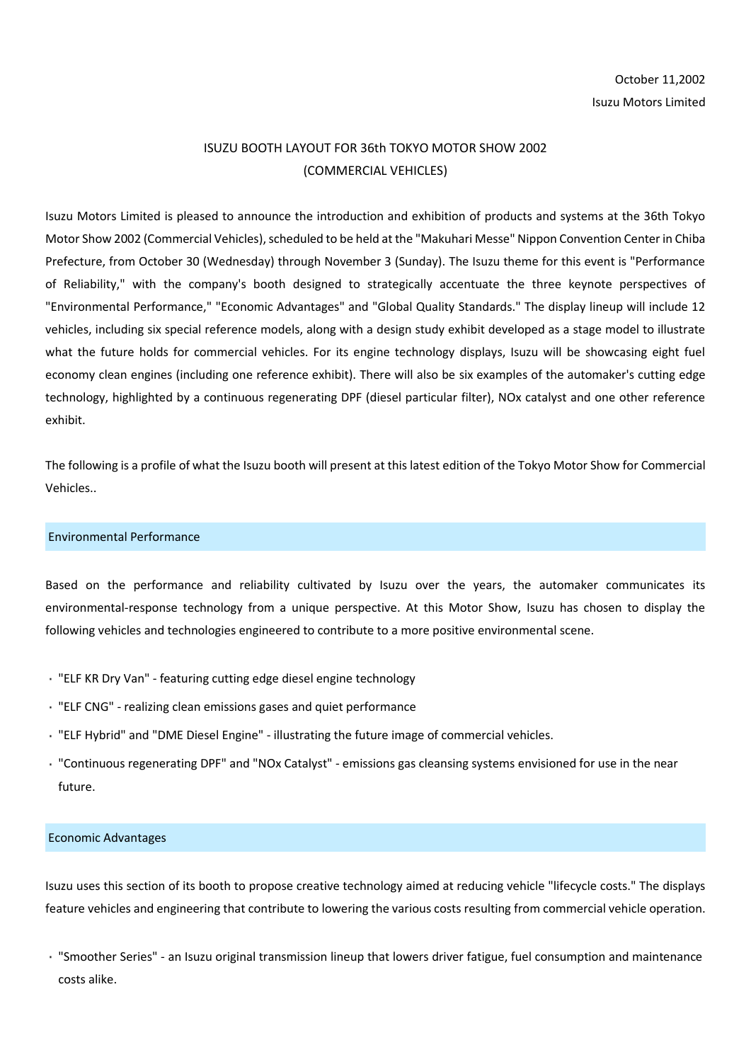October 11,2002

Isuzu Motors Limited

# ISUZU BOOTH LAYOUT FOR 36th TOKYO MOTOR SHOW 2002 (COMMERCIAL VEHICLES)

Isuzu Motors Limited is pleased to announce the introduction and exhibition of products and systems at the 36th Tokyo Motor Show 2002 (Commercial Vehicles), scheduled to be held at the "Makuhari Messe" Nippon Convention Center in Chiba Prefecture, from October 30 (Wednesday) through November 3 (Sunday). The Isuzu theme for this event is "Performance of Reliability," with the company's booth designed to strategically accentuate the three keynote perspectives of "Environmental Performance," "Economic Advantages" and "Global Quality Standards." The display lineup will include 12 vehicles, including six special reference models, along with a design study exhibit developed as a stage model to illustrate what the future holds for commercial vehicles. For its engine technology displays, Isuzu will be showcasing eight fuel economy clean engines (including one reference exhibit). There will also be six examples of the automaker's cutting edge technology, highlighted by a continuous regenerating DPF (diesel particular filter), NOx catalyst and one other reference exhibit.

The following is a profile of what the Isuzu booth will present at this latest edition of the Tokyo Motor Show for Commercial Vehicles..

## Environmental Performance

Based on the performance and reliability cultivated by Isuzu over the years, the automaker communicates its environmental-response technology from a unique perspective. At this Motor Show, Isuzu has chosen to display the following vehicles and technologies engineered to contribute to a more positive environmental scene.

- "ELF KR Dry Van" - featuring cutting edge diesel engine technology
- "ELF CNG" - realizing clean emissions gases and quiet performance
- "ELF Hybrid" and "DME Diesel Engine" - illustrating the future image of commercial vehicles.
- "Continuous regenerating DPF" and "NOx Catalyst" - emissions gas cleansing systems envisioned for use in the near future.

## Economic Advantages

Isuzu uses this section of its booth to propose creative technology aimed at reducing vehicle "lifecycle costs." The displays feature vehicles and engineering that contribute to lowering the various costs resulting from commercial vehicle operation.

- "Smoother Series" - an Isuzu original transmission lineup that lowers driver fatigue, fuel consumption and maintenance costs alike.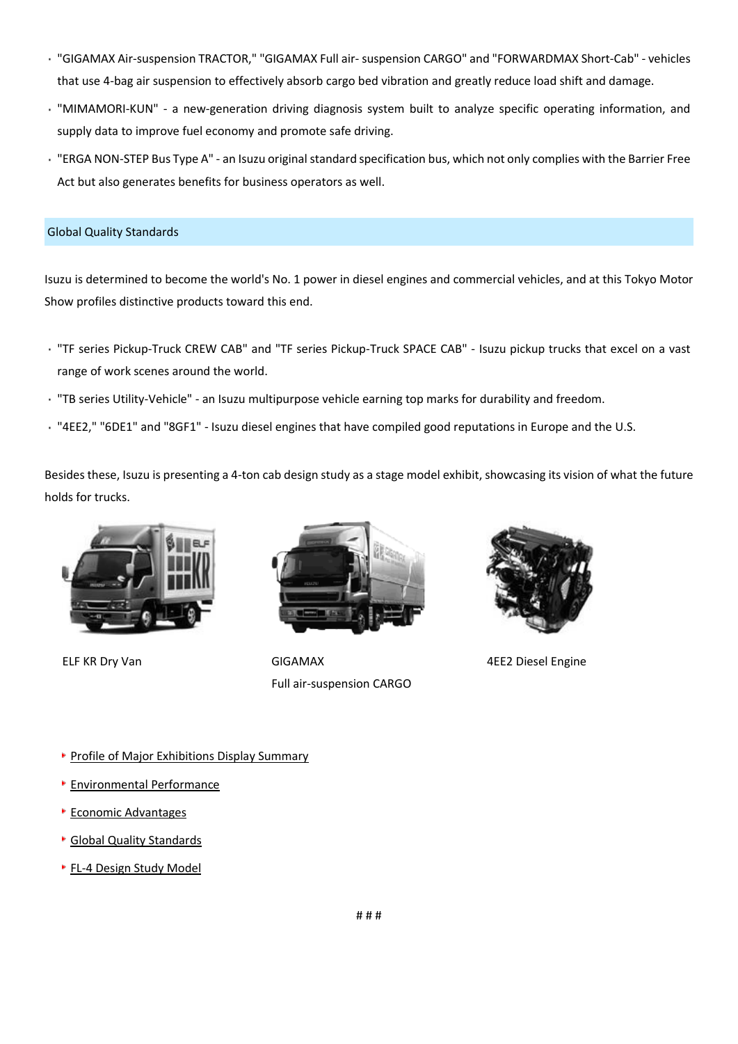- "GIGAMAX Air-suspension TRACTOR," "GIGAMAX Full air- suspension CARGO" and "FORWARDMAX Short-Cab" - vehicles that use 4-bag air suspension to effectively absorb cargo bed vibration and greatly reduce load shift and damage.
- "MIMAMORI-KUN" - a new-generation driving diagnosis system built to analyze specific operating information, and supply data to improve fuel economy and promote safe driving.
- "ERGA NON-STEP Bus Type A" - an Isuzu original standard specification bus, which not only complies with the Barrier Free Act but also generates benefits for business operators as well.

## Global Quality Standards

Isuzu is determined to become the world's No. 1 power in diesel engines and commercial vehicles, and at this Tokyo Motor Show profiles distinctive products toward this end.

- "TF series Pickup-Truck CREW CAB" and "TF series Pickup-Truck SPACE CAB" - Isuzu pickup trucks that excel on a vast range of work scenes around the world.
- "TB series Utility-Vehicle" - an Isuzu multipurpose vehicle earning top marks for durability and freedom.
- "4EE2," "6DE1" and "8GF1" - Isuzu diesel engines that have compiled good reputations in Europe and the U.S.

Besides these, Isuzu is presenting a 4-ton cab design study as a stage model exhibit, showcasing its vision of what the future holds for trucks.

ELF KR Dry Van

GIGAMAX
Full air-suspension CARGO

4EE2 Diesel Engine

- Profile of Major Exhibitions Display Summary
- Environmental Performance
- Economic Advantages
- Global Quality Standards
- FL-4 Design Study Model

# # #